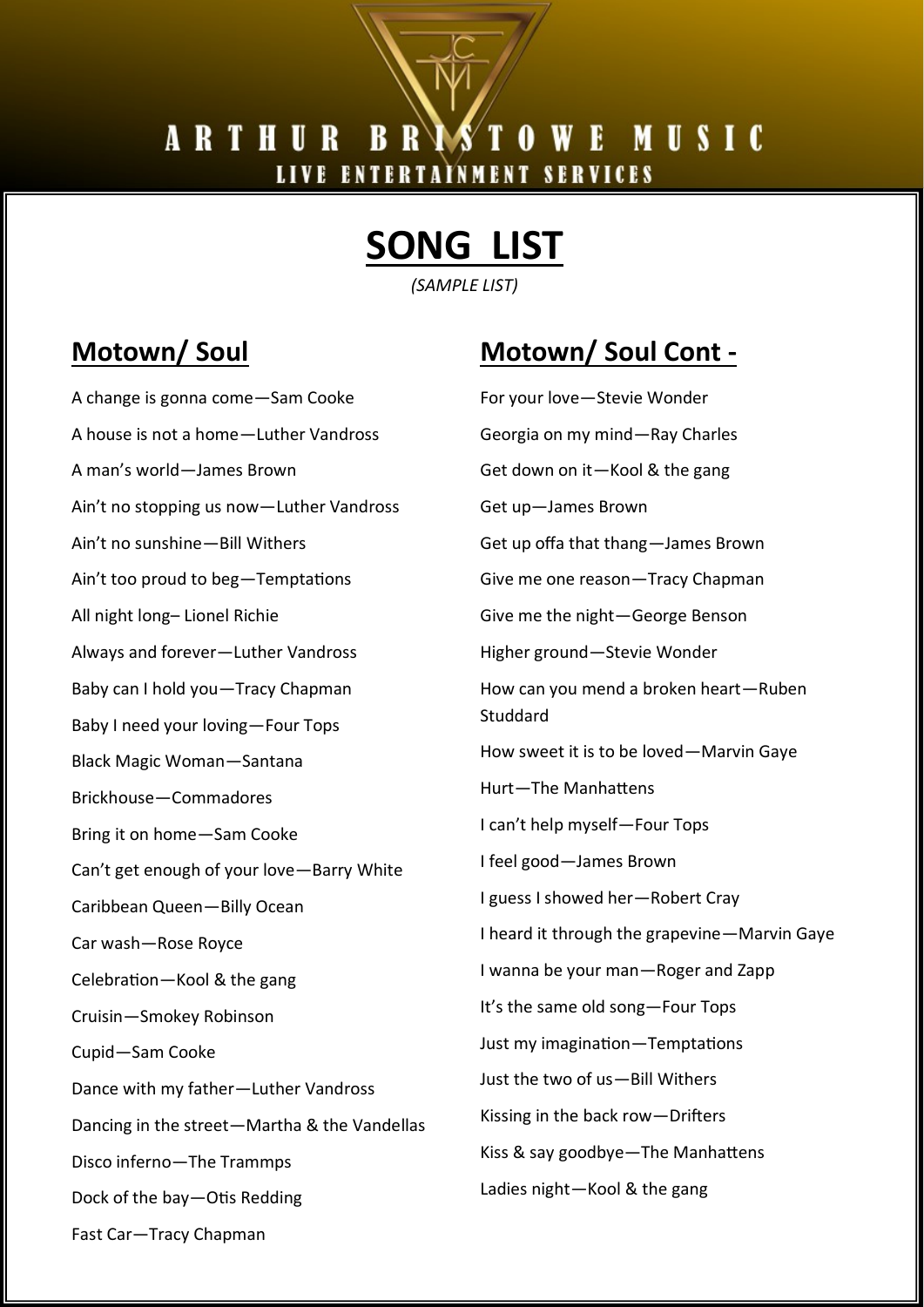ARTHUR BRISTOWE MUSIC

LIVE ENTERTAINMENT SERVICES

# SONG LIST

*(SAMPLE LIST)*

## Motown/ Soul

A change is gonna come—Sam Cooke

A house is not a home—Luther Vandross

A man's world—James Brown

Ain't no stopping us now—Luther Vandross

Ain't no sunshine—Bill Withers

Ain't too proud to beg—Temptations

All night long– Lionel Richie

Always and forever—Luther Vandross

Baby can I hold you—Tracy Chapman

Baby I need your loving—Four Tops

Black Magic Woman—Santana

Brickhouse—Commadores

Bring it on home—Sam Cooke

Can't get enough of your love—Barry White

Caribbean Queen—Billy Ocean

Car wash—Rose Royce

Celebration—Kool & the gang

Cruisin—Smokey Robinson

Cupid—Sam Cooke

Dance with my father—Luther Vandross

Dancing in the street—Martha & the Vandellas

Disco inferno—The Trammps

Dock of the bay—Otis Redding

Fast Car—Tracy Chapman

## Motown/ Soul Cont -

For your love—Stevie Wonder

Georgia on my mind—Ray Charles

Get down on it—Kool & the gang

Get up—James Brown

Get up offa that thang—James Brown

Give me one reason—Tracy Chapman

Give me the night—George Benson

Higher ground—Stevie Wonder

How can you mend a broken heart—Ruben Studdard

How sweet it is to be loved—Marvin Gaye

Hurt—The Manhattens

I can't help myself—Four Tops

I feel good—James Brown

I guess I showed her—Robert Cray

I heard it through the grapevine—Marvin Gaye

I wanna be your man—Roger and Zapp

It's the same old song—Four Tops

Just my imagination—Temptations

Just the two of us—Bill Withers

Kissing in the back row—Drifters

Kiss & say goodbye—The Manhattens

Ladies night—Kool & the gang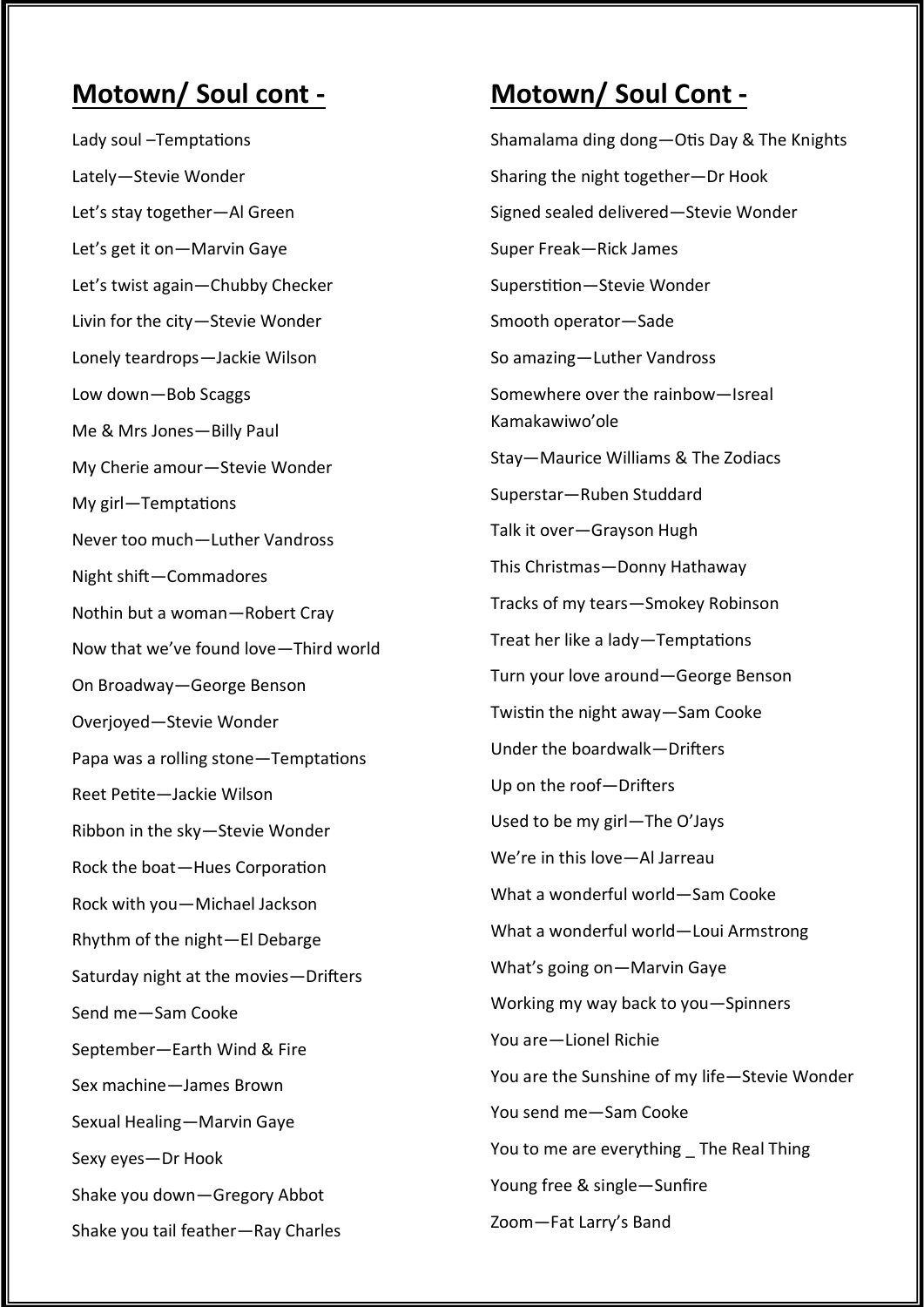## Motown/ Soul cont -

Lady soul –Temptations

Lately—Stevie Wonder

Let's stay together—Al Green

Let's get it on—Marvin Gaye

Let's twist again—Chubby Checker

Livin for the city—Stevie Wonder

Lonely teardrops—Jackie Wilson

Low down—Bob Scaggs

Me & Mrs Jones—Billy Paul

My Cherie amour—Stevie Wonder

My girl—Temptations

Never too much—Luther Vandross

Night shift—Commadores

Nothin but a woman—Robert Cray

Now that we've found love—Third world

On Broadway—George Benson

Overjoyed—Stevie Wonder

Papa was a rolling stone—Temptations

Reet Petite—Jackie Wilson

Ribbon in the sky—Stevie Wonder

Rock the boat—Hues Corporation

Rock with you—Michael Jackson

Rhythm of the night—El Debarge

Saturday night at the movies—Drifters

Send me—Sam Cooke

September—Earth Wind & Fire

Sex machine—James Brown

Sexual Healing—Marvin Gaye

Sexy eyes—Dr Hook

Shake you down—Gregory Abbot

Shake you tail feather—Ray Charles

## Motown/ Soul Cont -

Shamalama ding dong—Otis Day & The Knights

Sharing the night together—Dr Hook

Signed sealed delivered—Stevie Wonder

Super Freak—Rick James

Superstition—Stevie Wonder

Smooth operator—Sade

So amazing—Luther Vandross

Somewhere over the rainbow—Isreal Kamakawiwo'ole

Stay—Maurice Williams & The Zodiacs

Superstar—Ruben Studdard

Talk it over—Grayson Hugh

This Christmas—Donny Hathaway

Tracks of my tears—Smokey Robinson

Treat her like a lady—Temptations

Turn your love around—George Benson

Twistin the night away—Sam Cooke

Under the boardwalk—Drifters

Up on the roof—Drifters

Used to be my girl—The O'Jays

We're in this love—Al Jarreau

What a wonderful world—Sam Cooke

What a wonderful world—Loui Armstrong

What's going on—Marvin Gaye

Working my way back to you—Spinners

You are—Lionel Richie

You are the Sunshine of my life—Stevie Wonder

You send me—Sam Cooke

You to me are everything _ The Real Thing

Young free & single—Sunfire

Zoom—Fat Larry's Band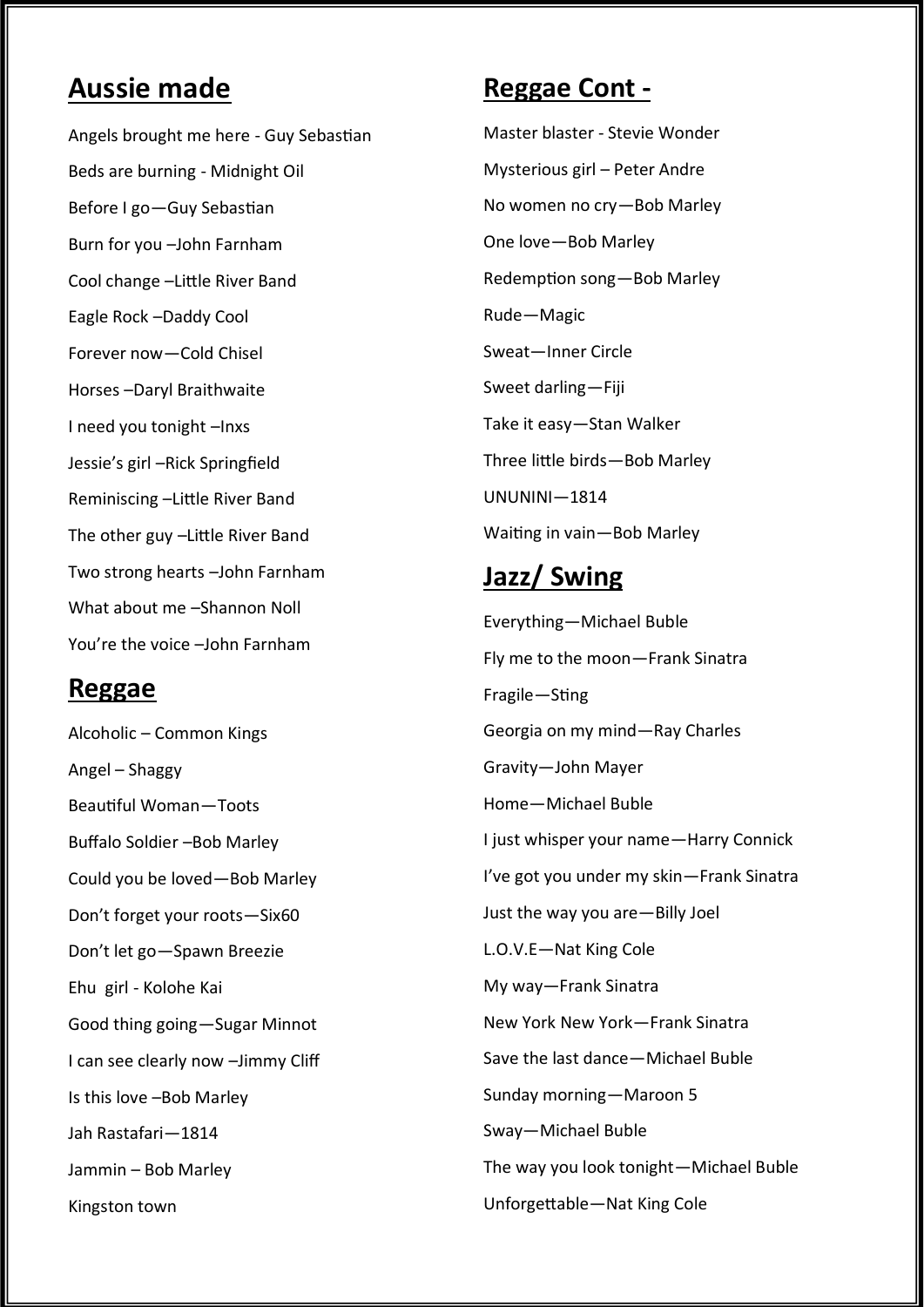## Aussie made

Angels brought me here - Guy Sebastian

Beds are burning - Midnight Oil

Before I go—Guy Sebastian

Burn for you –John Farnham

Cool change –Little River Band

Eagle Rock –Daddy Cool

Forever now—Cold Chisel

Horses –Daryl Braithwaite

I need you tonight –Inxs

Jessie's girl –Rick Springfield

Reminiscing –Little River Band

The other guy –Little River Band

Two strong hearts –John Farnham

What about me –Shannon Noll

You're the voice –John Farnham

## Reggae

Alcoholic – Common Kings

Angel – Shaggy

Beautiful Woman—Toots

Buffalo Soldier –Bob Marley

Could you be loved—Bob Marley

Don't forget your roots—Six60

Don't let go—Spawn Breezie

Ehu girl - Kolohe Kai

Good thing going—Sugar Minnot

I can see clearly now –Jimmy Cliff

Is this love –Bob Marley

Jah Rastafari—1814

Jammin – Bob Marley

Kingston town

## Reggae Cont -

Master blaster - Stevie Wonder

Mysterious girl – Peter Andre

No women no cry—Bob Marley

One love—Bob Marley

Redemption song—Bob Marley

Rude—Magic

Sweat—Inner Circle

Sweet darling—Fiji

Take it easy—Stan Walker

Three little birds—Bob Marley

UNUNINI—1814

Waiting in vain—Bob Marley

## Jazz/ Swing

Everything—Michael Buble

Fly me to the moon—Frank Sinatra

Fragile—Sting

Georgia on my mind—Ray Charles

Gravity—John Mayer

Home—Michael Buble

I just whisper your name—Harry Connick

I've got you under my skin—Frank Sinatra

Just the way you are—Billy Joel

L.O.V.E—Nat King Cole

My way—Frank Sinatra

New York New York—Frank Sinatra

Save the last dance—Michael Buble

Sunday morning—Maroon 5

Sway—Michael Buble

The way you look tonight—Michael Buble

Unforgettable—Nat King Cole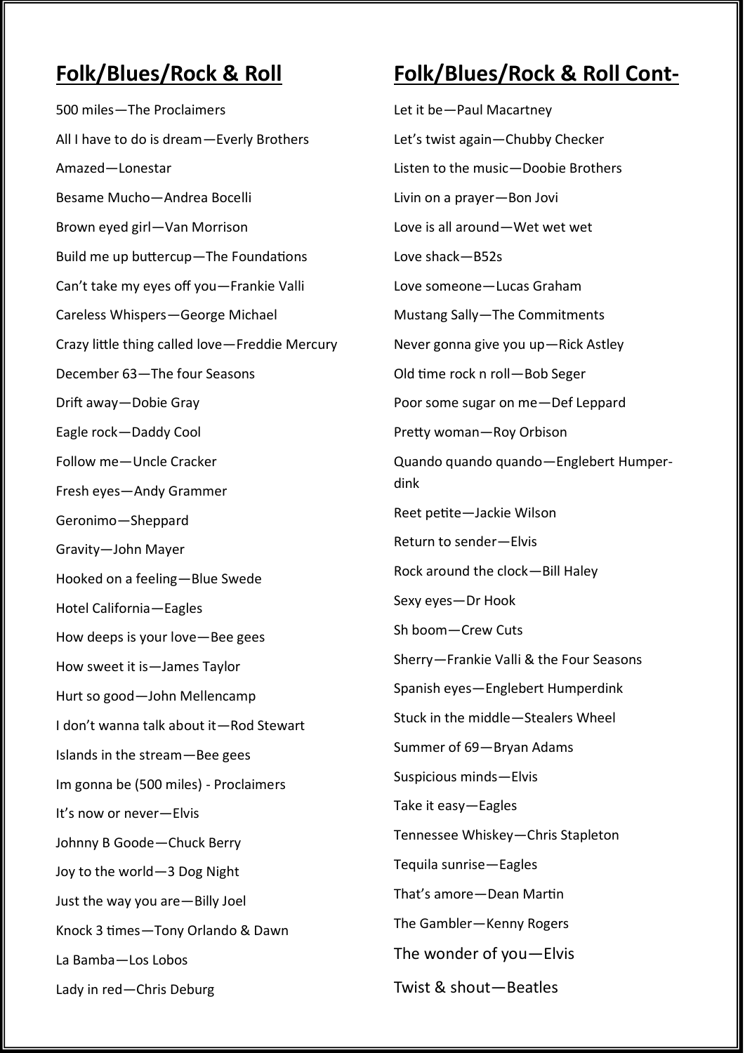## Folk/Blues/Rock & Roll

500 miles—The Proclaimers

All I have to do is dream—Everly Brothers

Amazed—Lonestar

Besame Mucho—Andrea Bocelli

Brown eyed girl—Van Morrison

Build me up buttercup—The Foundations

Can't take my eyes off you—Frankie Valli

Careless Whispers—George Michael

Crazy little thing called love—Freddie Mercury

December 63—The four Seasons

Drift away—Dobie Gray

Eagle rock—Daddy Cool

Follow me—Uncle Cracker

Fresh eyes—Andy Grammer

Geronimo—Sheppard

Gravity—John Mayer

Hooked on a feeling—Blue Swede

Hotel California—Eagles

How deeps is your love—Bee gees

How sweet it is—James Taylor

Hurt so good—John Mellencamp

I don't wanna talk about it—Rod Stewart

Islands in the stream—Bee gees

Im gonna be (500 miles) - Proclaimers

It's now or never—Elvis

Johnny B Goode—Chuck Berry

Joy to the world—3 Dog Night

Just the way you are—Billy Joel

Knock 3 times—Tony Orlando & Dawn

La Bamba—Los Lobos

Lady in red—Chris Deburg

## Folk/Blues/Rock & Roll Cont-

Let it be—Paul Macartney

Let's twist again—Chubby Checker

Listen to the music—Doobie Brothers

Livin on a prayer—Bon Jovi

Love is all around—Wet wet wet

Love shack—B52s

Love someone—Lucas Graham

Mustang Sally—The Commitments

Never gonna give you up—Rick Astley

Old time rock n roll—Bob Seger

Poor some sugar on me—Def Leppard

Pretty woman—Roy Orbison

Quando quando quando—Englebert Humper-dink

Reet petite—Jackie Wilson

Return to sender—Elvis

Rock around the clock—Bill Haley

Sexy eyes—Dr Hook

Sh boom—Crew Cuts

Sherry—Frankie Valli & the Four Seasons

Spanish eyes—Englebert Humperdink

Stuck in the middle—Stealers Wheel

Summer of 69—Bryan Adams

Suspicious minds—Elvis

Take it easy—Eagles

Tennessee Whiskey—Chris Stapleton

Tequila sunrise—Eagles

That's amore—Dean Martin

The Gambler—Kenny Rogers

The wonder of you—Elvis

Twist & shout—Beatles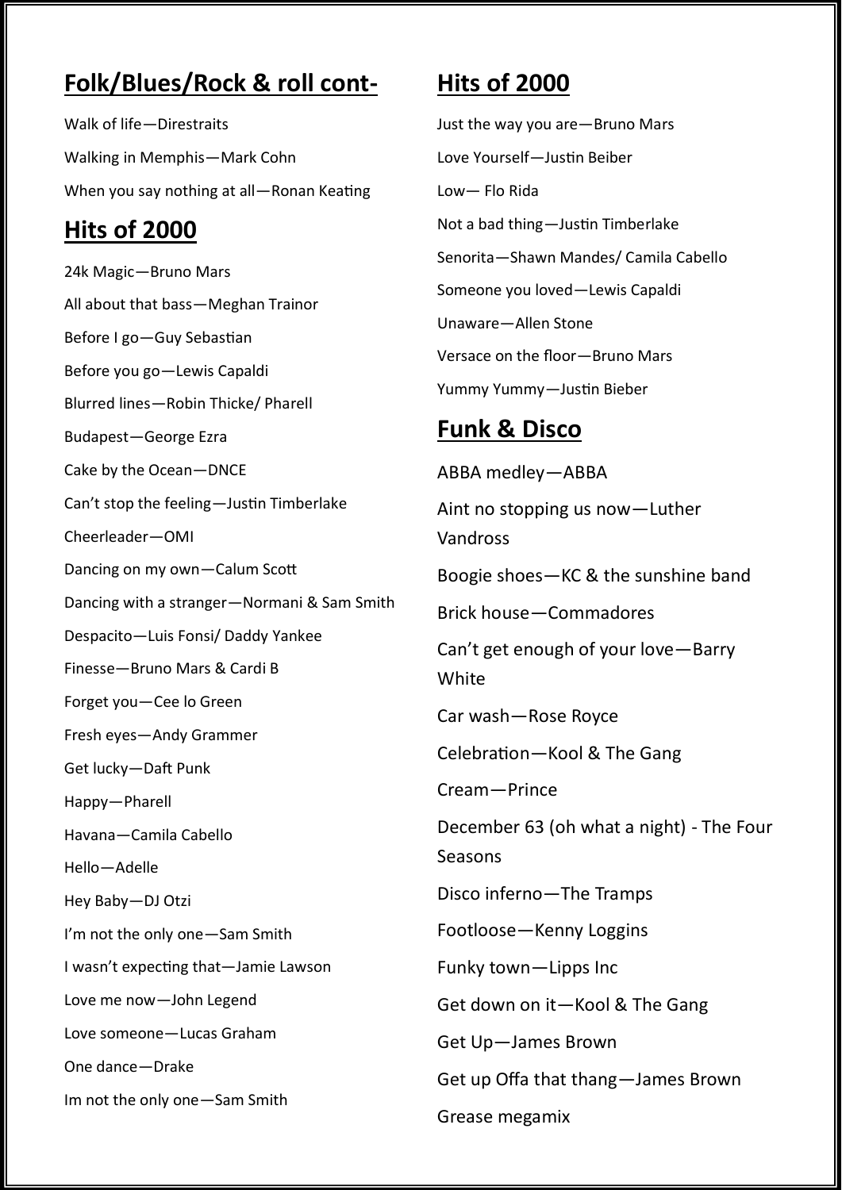## Folk/Blues/Rock & roll cont-

Walk of life—Direstraits

Walking in Memphis—Mark Cohn

When you say nothing at all—Ronan Keating

## Hits of 2000

24k Magic—Bruno Mars

All about that bass—Meghan Trainor

Before I go—Guy Sebastian

Before you go—Lewis Capaldi

Blurred lines—Robin Thicke/ Pharell

Budapest—George Ezra

Cake by the Ocean—DNCE

Can't stop the feeling—Justin Timberlake

Cheerleader—OMI

Dancing on my own—Calum Scott

Dancing with a stranger—Normani & Sam Smith

Despacito—Luis Fonsi/ Daddy Yankee

Finesse—Bruno Mars & Cardi B

Forget you—Cee lo Green

Fresh eyes—Andy Grammer

Get lucky—Daft Punk

Happy—Pharell

Havana—Camila Cabello

Hello—Adelle

Hey Baby—DJ Otzi

I'm not the only one—Sam Smith

I wasn't expecting that—Jamie Lawson

Love me now—John Legend

Love someone—Lucas Graham

One dance—Drake

Im not the only one—Sam Smith

## Hits of 2000

Just the way you are—Bruno Mars

Love Yourself—Justin Beiber

Low— Flo Rida

Not a bad thing—Justin Timberlake

Senorita—Shawn Mandes/ Camila Cabello

Someone you loved—Lewis Capaldi

Unaware—Allen Stone

Versace on the floor—Bruno Mars

Yummy Yummy—Justin Bieber

## Funk & Disco

ABBA medley—ABBA

Aint no stopping us now—Luther Vandross

Boogie shoes—KC & the sunshine band

Brick house—Commadores

Can't get enough of your love—Barry White

Car wash—Rose Royce

Celebration—Kool & The Gang

Cream—Prince

December 63 (oh what a night) - The Four Seasons

Disco inferno—The Tramps

Footloose—Kenny Loggins

Funky town—Lipps Inc

Get down on it—Kool & The Gang

Get Up—James Brown

Get up Offa that thang—James Brown

Grease megamix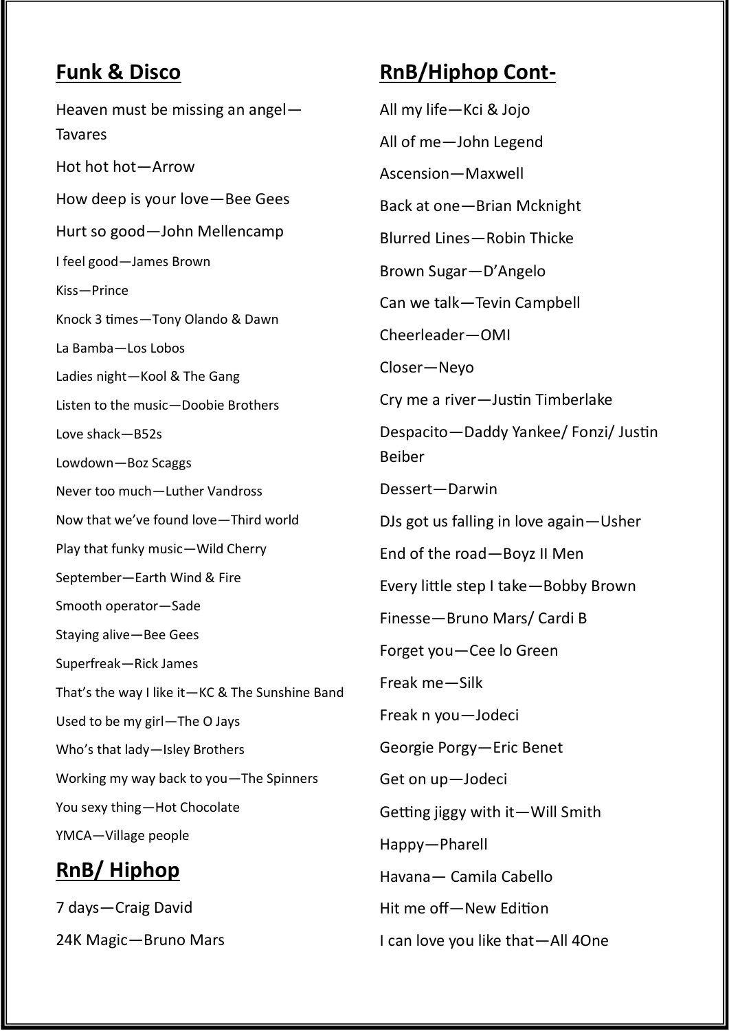## Funk & Disco

Heaven must be missing an angel—Tavares

Hot hot hot—Arrow

How deep is your love—Bee Gees

Hurt so good—John Mellencamp

I feel good—James Brown

Kiss—Prince

Knock 3 times—Tony Olando & Dawn

La Bamba—Los Lobos

Ladies night—Kool & The Gang

Listen to the music—Doobie Brothers

Love shack—B52s

Lowdown—Boz Scaggs

Never too much—Luther Vandross

Now that we've found love—Third world

Play that funky music—Wild Cherry

September—Earth Wind & Fire

Smooth operator—Sade

Staying alive—Bee Gees

Superfreak—Rick James

That's the way I like it—KC & The Sunshine Band

Used to be my girl—The O Jays

Who's that lady—Isley Brothers

Working my way back to you—The Spinners

You sexy thing—Hot Chocolate

YMCA—Village people

## RnB/ Hiphop

7 days—Craig David

24K Magic—Bruno Mars

## RnB/Hiphop Cont-

All my life—Kci & Jojo

All of me—John Legend

Ascension—Maxwell

Back at one—Brian Mcknight

Blurred Lines—Robin Thicke

Brown Sugar—D'Angelo

Can we talk—Tevin Campbell

Cheerleader—OMI

Closer—Neyo

Cry me a river—Justin Timberlake

Despacito—Daddy Yankee/ Fonzi/ Justin Beiber

Dessert—Darwin

DJs got us falling in love again—Usher

End of the road—Boyz II Men

Every little step I take—Bobby Brown

Finesse—Bruno Mars/ Cardi B

Forget you—Cee lo Green

Freak me—Silk

Freak n you—Jodeci

Georgie Porgy—Eric Benet

Get on up—Jodeci

Getting jiggy with it—Will Smith

Happy—Pharell

Havana— Camila Cabello

Hit me off—New Edition

I can love you like that—All 4One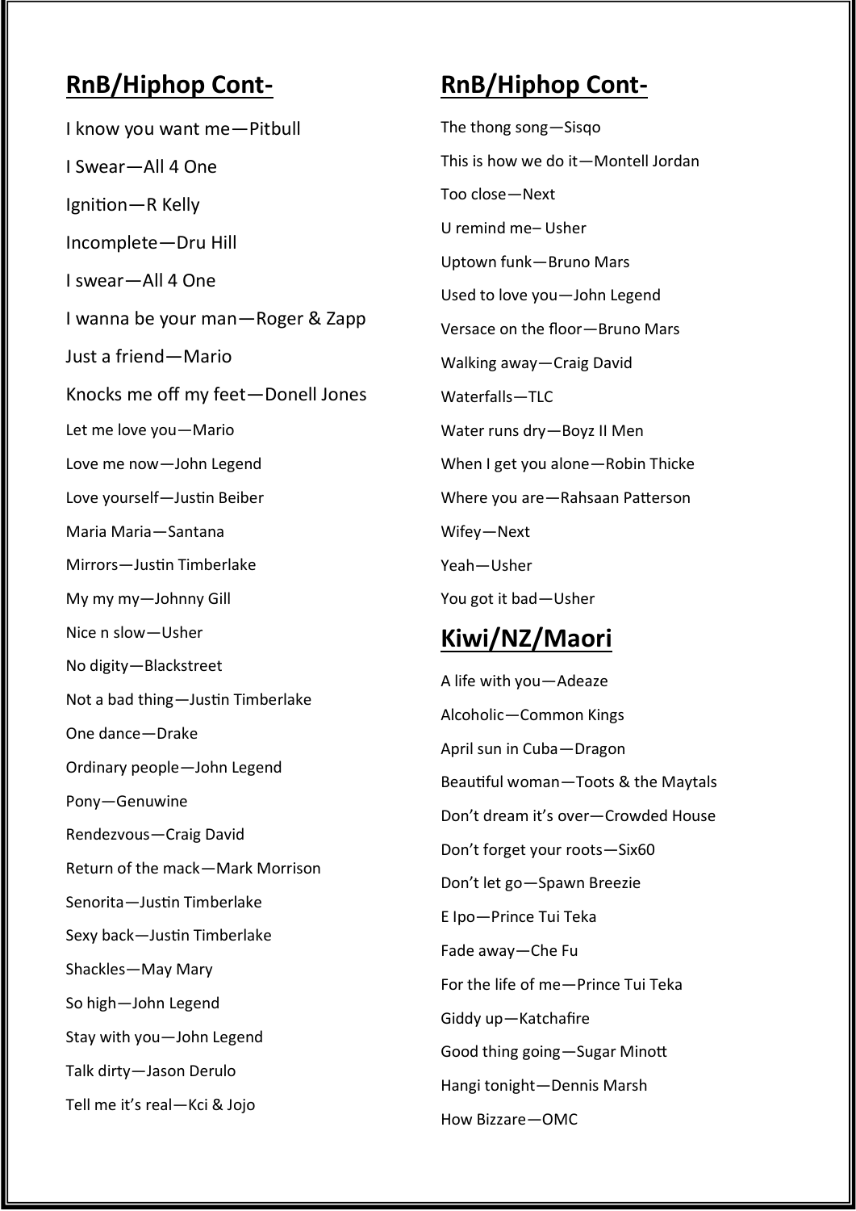## RnB/Hiphop Cont-

I know you want me—Pitbull

I Swear—All 4 One

Ignition—R Kelly

Incomplete—Dru Hill

I swear—All 4 One

I wanna be your man—Roger & Zapp

Just a friend—Mario

Knocks me off my feet—Donell Jones

Let me love you—Mario

Love me now—John Legend

Love yourself—Justin Beiber

Maria Maria—Santana

Mirrors—Justin Timberlake

My my my—Johnny Gill

Nice n slow—Usher

No digity—Blackstreet

Not a bad thing—Justin Timberlake

One dance—Drake

Ordinary people—John Legend

Pony—Genuwine

Rendezvous—Craig David

Return of the mack—Mark Morrison

Senorita—Justin Timberlake

Sexy back—Justin Timberlake

Shackles—May Mary

So high—John Legend

Stay with you—John Legend

Talk dirty—Jason Derulo

Tell me it's real—Kci & Jojo

## RnB/Hiphop Cont-

The thong song—Sisqo

This is how we do it—Montell Jordan

Too close—Next

U remind me– Usher

Uptown funk—Bruno Mars

Used to love you—John Legend

Versace on the floor—Bruno Mars

Walking away—Craig David

Waterfalls—TLC

Water runs dry—Boyz II Men

When I get you alone—Robin Thicke

Where you are—Rahsaan Patterson

Wifey—Next

Yeah—Usher

You got it bad—Usher

## Kiwi/NZ/Maori

A life with you—Adeaze

Alcoholic—Common Kings

April sun in Cuba—Dragon

Beautiful woman—Toots & the Maytals

Don't dream it's over—Crowded House

Don't forget your roots—Six60

Don't let go—Spawn Breezie

E Ipo—Prince Tui Teka

Fade away—Che Fu

For the life of me—Prince Tui Teka

Giddy up—Katchafire

Good thing going—Sugar Minott

Hangi tonight—Dennis Marsh

How Bizzare—OMC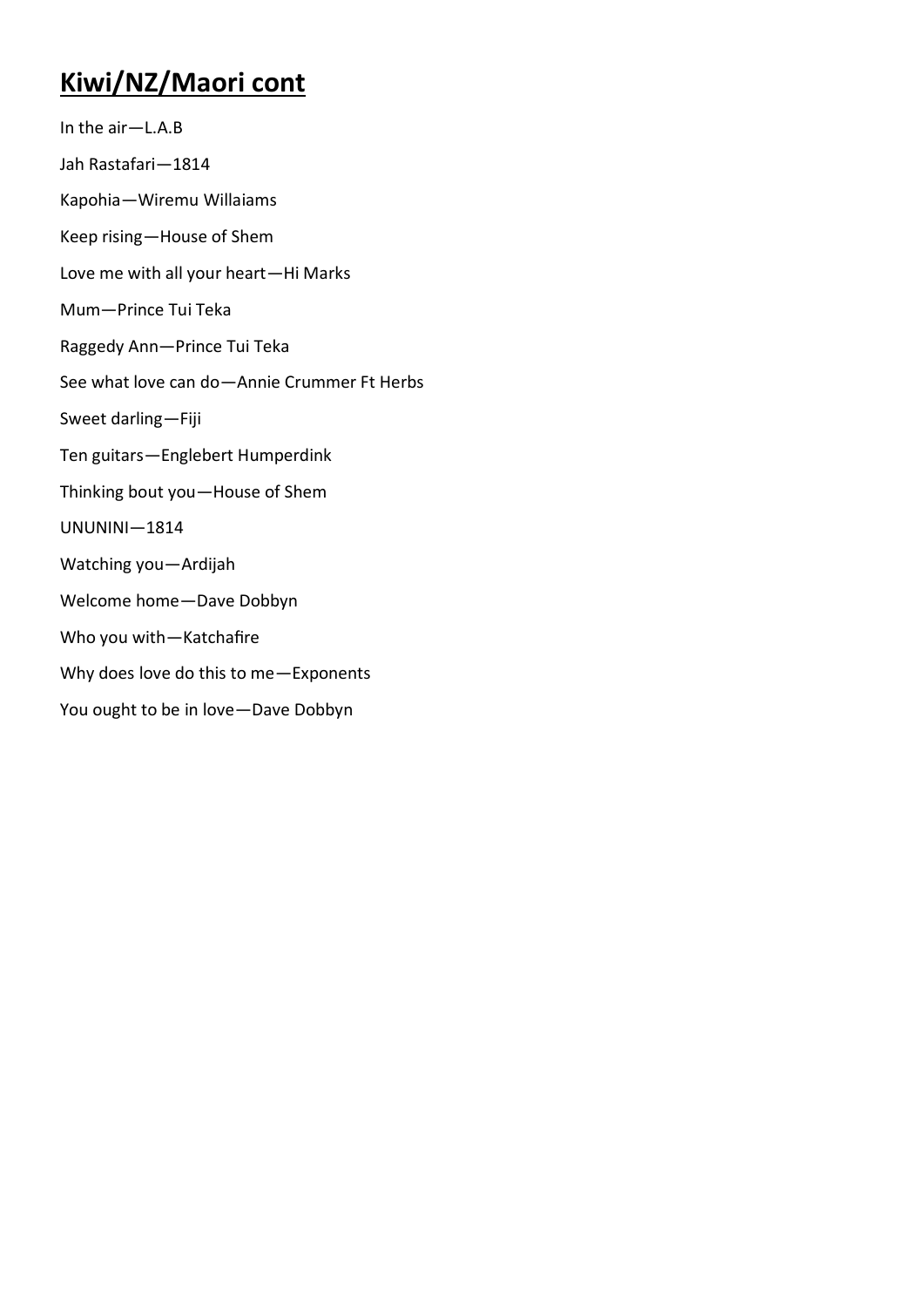# Kiwi/NZ/Maori cont

In the air—L.A.B

Jah Rastafari—1814

Kapohia—Wiremu Willaiams

Keep rising—House of Shem

Love me with all your heart—Hi Marks

Mum—Prince Tui Teka

Raggedy Ann—Prince Tui Teka

See what love can do—Annie Crummer Ft Herbs

Sweet darling—Fiji

Ten guitars—Englebert Humperdink

Thinking bout you—House of Shem

UNUNINI—1814

Watching you—Ardijah

Welcome home—Dave Dobbyn

Who you with—Katchafire

Why does love do this to me—Exponents

You ought to be in love—Dave Dobbyn